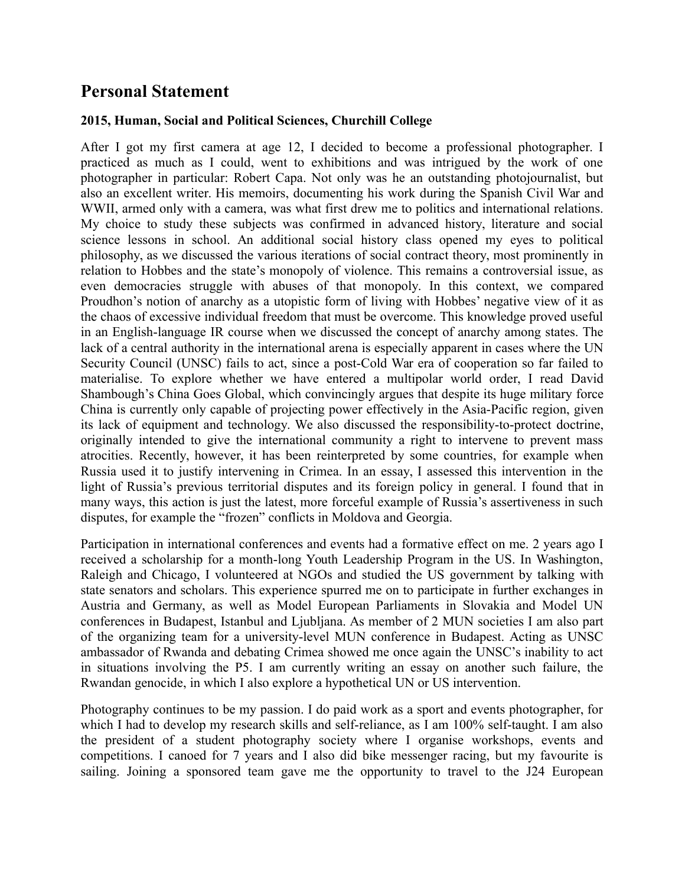# Personal Statement

**2015, Human, Social and Political Sciences, Churchill College**

After I got my first camera at age 12, I decided to become a professional photographer. I practiced as much as I could, went to exhibitions and was intrigued by the work of one photographer in particular: Robert Capa. Not only was he an outstanding photojournalist, but also an excellent writer. His memoirs, documenting his work during the Spanish Civil War and WWII, armed only with a camera, was what first drew me to politics and international relations. My choice to study these subjects was confirmed in advanced history, literature and social science lessons in school. An additional social history class opened my eyes to political philosophy, as we discussed the various iterations of social contract theory, most prominently in relation to Hobbes and the state's monopoly of violence. This remains a controversial issue, as even democracies struggle with abuses of that monopoly. In this context, we compared Proudhon's notion of anarchy as a utopistic form of living with Hobbes' negative view of it as the chaos of excessive individual freedom that must be overcome. This knowledge proved useful in an English-language IR course when we discussed the concept of anarchy among states. The lack of a central authority in the international arena is especially apparent in cases where the UN Security Council (UNSC) fails to act, since a post-Cold War era of cooperation so far failed to materialise. To explore whether we have entered a multipolar world order, I read David Shambough's China Goes Global, which convincingly argues that despite its huge military force China is currently only capable of projecting power effectively in the Asia-Pacific region, given its lack of equipment and technology. We also discussed the responsibility-to-protect doctrine, originally intended to give the international community a right to intervene to prevent mass atrocities. Recently, however, it has been reinterpreted by some countries, for example when Russia used it to justify intervening in Crimea. In an essay, I assessed this intervention in the light of Russia's previous territorial disputes and its foreign policy in general. I found that in many ways, this action is just the latest, more forceful example of Russia's assertiveness in such disputes, for example the "frozen" conflicts in Moldova and Georgia.

Participation in international conferences and events had a formative effect on me. 2 years ago I received a scholarship for a month-long Youth Leadership Program in the US. In Washington, Raleigh and Chicago, I volunteered at NGOs and studied the US government by talking with state senators and scholars. This experience spurred me on to participate in further exchanges in Austria and Germany, as well as Model European Parliaments in Slovakia and Model UN conferences in Budapest, Istanbul and Ljubljana. As member of 2 MUN societies I am also part of the organizing team for a university-level MUN conference in Budapest. Acting as UNSC ambassador of Rwanda and debating Crimea showed me once again the UNSC's inability to act in situations involving the P5. I am currently writing an essay on another such failure, the Rwandan genocide, in which I also explore a hypothetical UN or US intervention.

Photography continues to be my passion. I do paid work as a sport and events photographer, for which I had to develop my research skills and self-reliance, as I am 100% self-taught. I am also the president of a student photography society where I organise workshops, events and competitions. I canoed for 7 years and I also did bike messenger racing, but my favourite is sailing. Joining a sponsored team gave me the opportunity to travel to the J24 European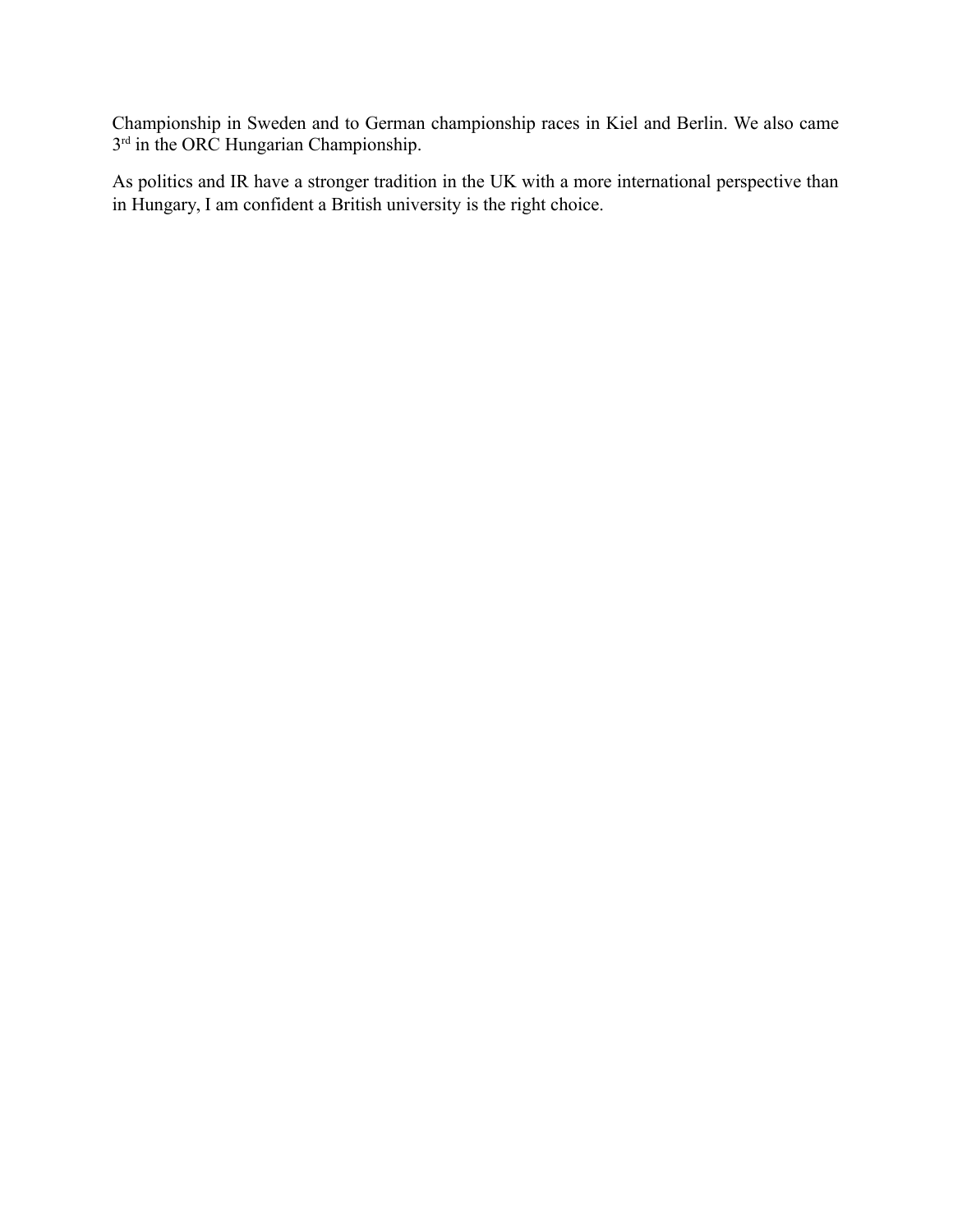Championship in Sweden and to German championship races in Kiel and Berlin. We also came 3rd in the ORC Hungarian Championship.

As politics and IR have a stronger tradition in the UK with a more international perspective than in Hungary, I am confident a British university is the right choice.